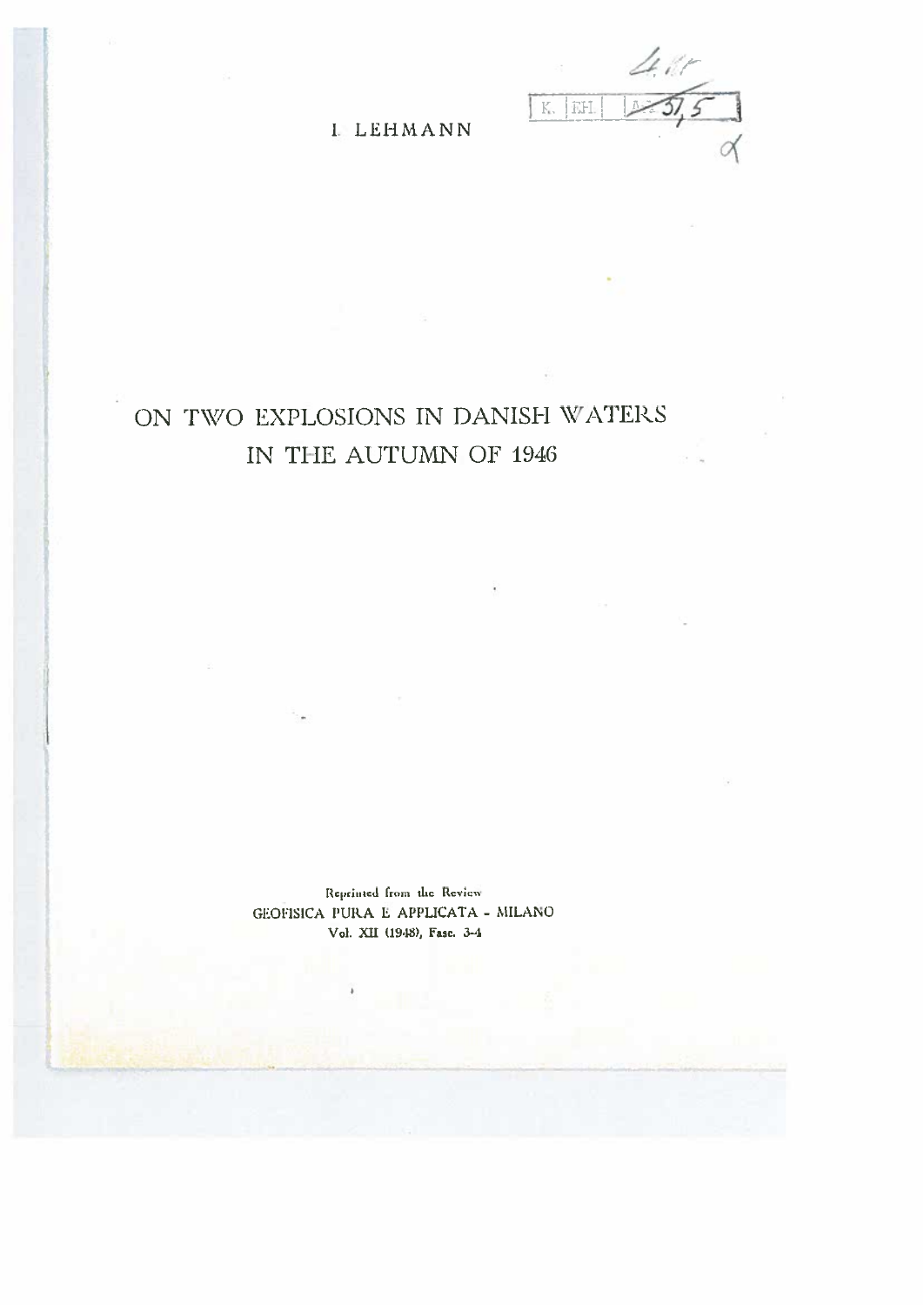I. LEHMANN

# ON TWO EXPLOSIONS IN DANISH WATERS IN THE AUTUMN OF 1946

Reprinted from the Review
GEOFISICA PURA E APPLICATA - MILANO
Vol. XII (1948), Fasc. 3-4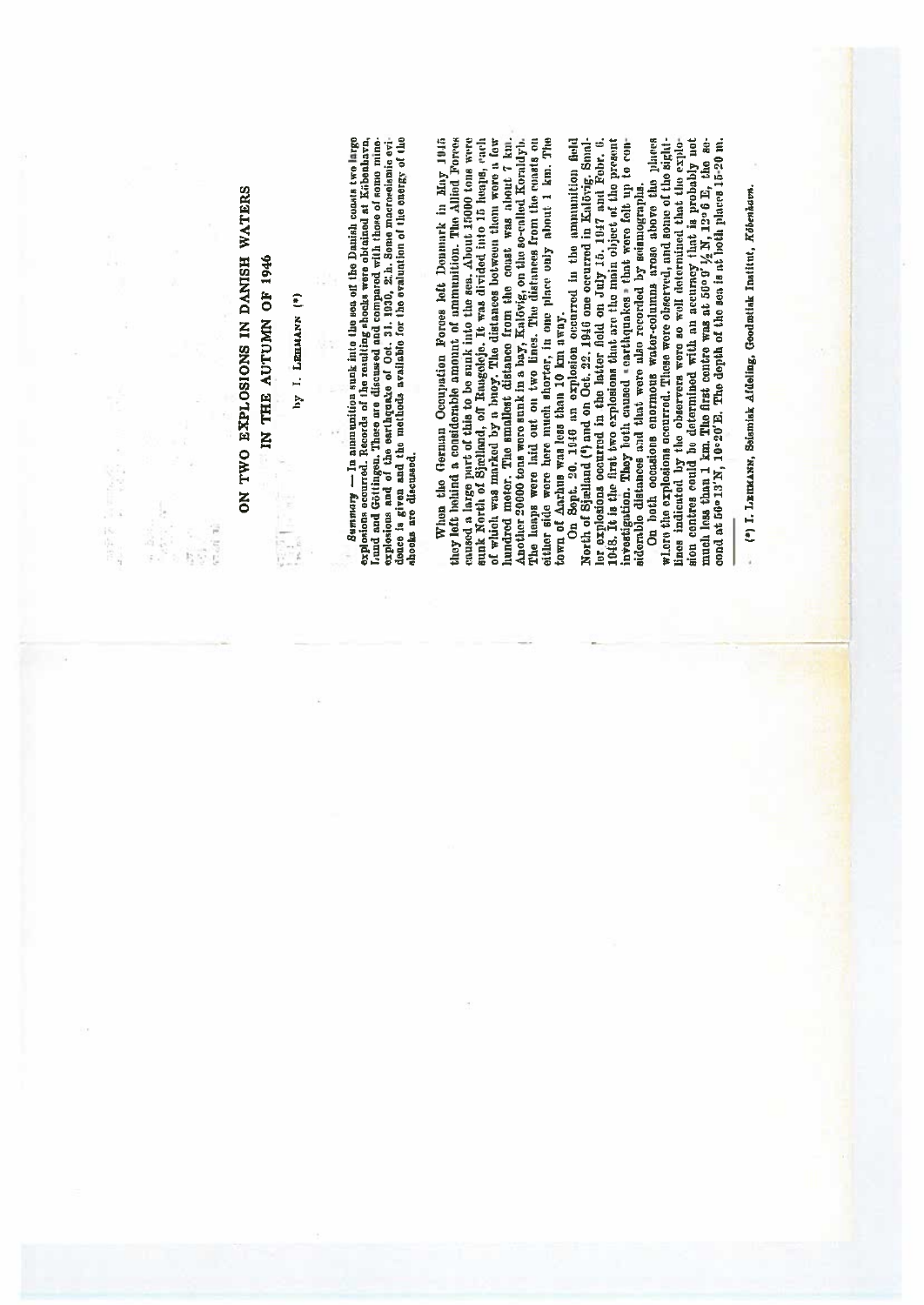# ON TWO EXPLOSIONS IN DANISH WATERS IN THE AUTUMN OF 1946

by I. LEHMANN (*)

*Summary* — In ammunition sunk into the sea off the Danish coasts two large explosions occurred. Records of the resulting shocks were obtained at København, Lund and Göttingen. These are discussed and compared with those of some mine-explosions and of the earthquake of Oct. 31, 1930, *z.h.* Some macroseismic evidence is given and the methods available for the evaluation of the energy of the shocks are discussed.

When the German Occupation Forces left Denmark in May 1945 they left behind a considerable amount of ammunition. The Allied Forces caused a large part of this to be sunk into the sea. About 15000 tons were sunk North of Sjælland, off Rangeleje. It was divided into 15 heaps, each of which was marked by a buoy. The distances between them were a few hundred motor. The smallest distance from the coast was about 7 km. Another 20000 tons were sunk in a bay, Kalövig, on the so-called Koraldyb. The heaps were laid out on two lines. The distances from the coasts on either side were here much shorter, in one place only about 1 km. The town of Aarhus was less than 10 km away.

On Sept. 20, 1946 an explosion occurred in the ammunition field North of Sjælland (¹) and on Oct. 22, 1946 one occurred in Kalövig. Smaller explosions occurred in the latter field on July 15, 1947 and Febr. 6, 1948. It is the first two explosions that are the main object of the present investigation. They both caused « earthquakes » that were felt up to considerable distances and that were also recorded by seismographs.

On both occasions enormous water-columns arose above the places where the explosions occurred. These were observed, and some of the sight-lines indicated by the observers were so well determined that the explosion centres could be determined with an accuracy that is probably not much less than 1 km. The first centre was at 56°9'½N, 12°6 E, the second at 56°13'N, 10°20'E. The depth of the sea is at both places 15-20 m.

(*) I. LEHMANN, Seismisk Afdeling, Geodætisk Institut, *København*.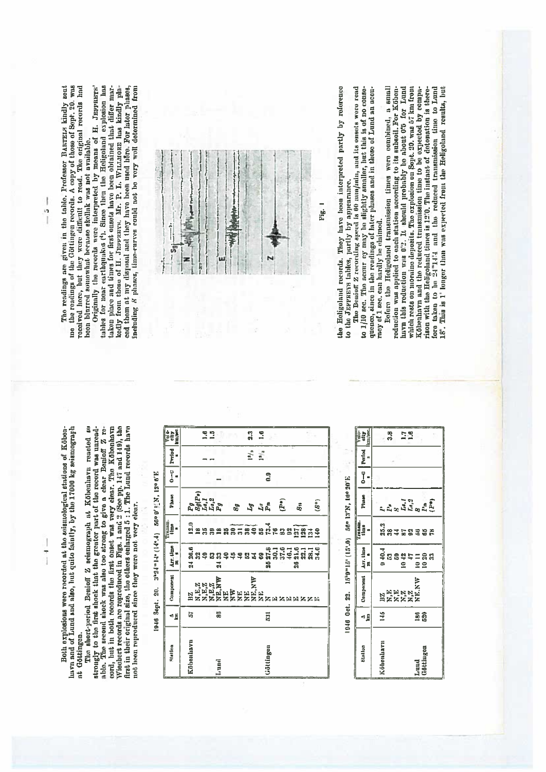Both explosions were recorded at the seismological stations of København and of Lund and also, but quite faintly, by the 17000 kg seismograph at Göttingen.

The short-period Benioff Z seismograph at København reacted so strongly to the first shock that the greater part of the record was unreadable. The second shock was also too strong to give a clear Benioff Z record, but in both records the first onset was very clear. The København Wiechert records are reproduced in Figs. 1 and 2 (See pp. 147 and 149), the first in their original size, the others enlarged 5 : 1. The Lund records have not been reproduced since they were not very clear.

1946 Sept. 20. 3$^h$24$^m$14$^s$ (14$^s$.4) 50°0'.N, 12°6'E

| Station | Δ km | Component | Arr. time m s | Transm. time s | Phase | O—C s | Period s | Velocity km/sec |
|---|---|---|---|---|---|---|---|---|
| København | 57 | BZ | 24 26.6 | 12.0 | *Pg* | | | |
| | | N,E,Z | 32 | 18 | *Sg*(*Pn*) | | | |
| | | N,E,Z | 49 | 35 | *Lz,1* | | 1 | 1.6 |
| | | N,E,Z | 53 | 39 | *Lz,2* | | 1 | 1.5 |
| Lund | 86 | NE,NW | 24 33 | 18 | *Pg* | 1 | | |
| | | NE | 40 | 25 | | | | |
| | | NW | 45 | 30 | *Sg* | | | |
| | | NE | 46 | 31 | | | | |
| | | NE | 53 | 38 | *Lg* | | | |
| | | NE,NW | 54 | 40 | | | 1$^1$/$_2$ | 2.3 |
| | | NE | 69 | 55 | *Ls* | | 1$^1$/$_2$ | 1.6 |
| Göttingen | 531 | N | 25 27.8 | 73.4 | *Pn* | 0.0 | | |
| | | E | 30.1 | 76 | | | | |
| | | N | 37.6 | 83 | (*P**) | | | |
| | | E | 46.1 | 92 | | | | |
| | | E | 26 21.6 | 137 | *Sn* | | | |
| | | E | 22.1 | 138 | | | | |
| | | N | 28.1 | 134 | | | | |
| | | E | 34.0 | 140 | (*S**) | | | |

1946 Oct. 22. 15$^h$0$^m$15$^s$ (15$^s$.0) 50° 13'N, 10° 20'E

| Station | Δ km | Component | Arr. time m s | Transm. time s | Phase | O—C s | Period s | Velocity km/sec |
|---|---|---|---|---|---|---|---|---|
| København | 145 | BZ | 0 40.4 | 25.3 | *P* | | | |
| | | N,E | 53 | 38 | *P** | | | |
| | | N,E | 59 | 44 | *S* | | | 3.3 |
| | | N,Z | 10 42 | 87 | *Lz,1* | | | 1.7 |
| | | N,Z | 47 | 92 | *Lz,2* | | | 1.6 |
| Lund | 186 | NE,NW | 10 11 | 56 | *S* | | | |
| Göttingen | 529 | | 10 20 | 65 | *Pn* | | | |
| | | | 33 | 78 | (*P**) | | | |

The readings are given in the table. Professor BARTELS kindly sent me the readings of the Göttingen records. A copy of those of Sept. 20. was received here, but they were difficult to read. The original records had been blurred somewhat because Skellak was not available.

Originally the records were interpreted by means of H. JEFFREYS' tables for near earthquakes (¹). Since then the Heligoland explosion has taken place and times for first onsets have been obtained that differ markedly from those of H. JEFFREYS. Mr. P. L. WILLMORE has kindly placed them at my disposal and they have been used here. For later phases, including *S* phases, time-curves could not be very well determined from

Fig. 1

the Heligoland records. They have been interpreted partly by reference to the JEFFREYS tables, partly by appearance.

The Benioff Z recording speed is 60 mm/min, and its onsets were read to 1/10 sec. The accuracy may be slightly smaller, but this is of no consequence, since in the readings of later phases and in those of Lund an accuracy of 1 sec. can hardly be claimed.

Before the Heligoland transmission times were combined, a small reduction was applied to each station according to its subsoil. For København this reduction was 0$^s$.2. It should probably be about 0$^s$.5 for Lund which rests on moraine deposits. The explosion on Sept. 20. was 57 km from København and the reduced transmission time to be expected by comparison with the Heligoland times is 12$^s$.0. The instant of detonation is therefore taken to be 24$^m$14$^s$.4 and the reduced transmission time to Lund 18$^s$. This is 1$^s$ longer than was expected from the Heligoland results, but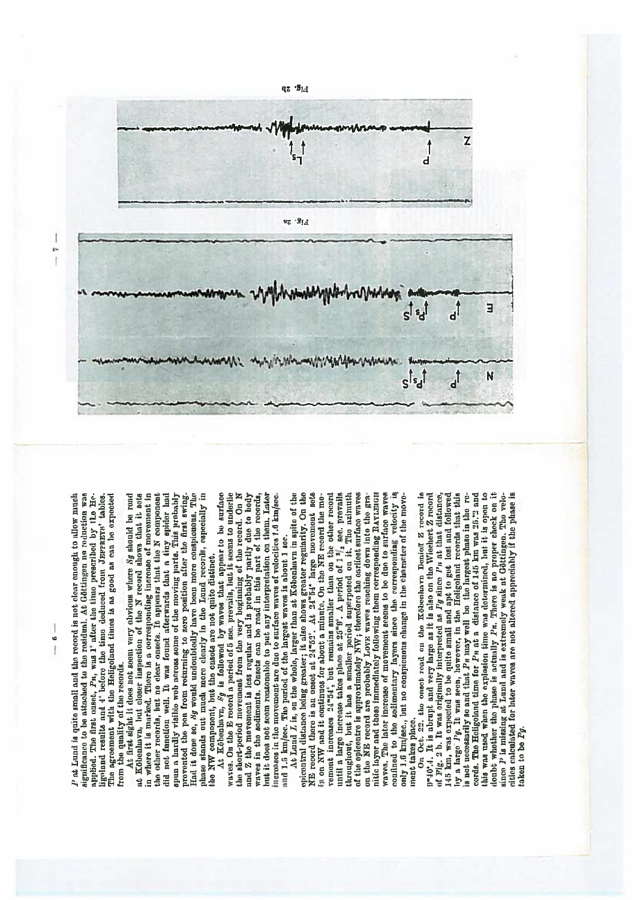*P* at Lund is quite small and the record is not clear enough to allow much significance to be attached to the residual. At Göttingen no reduction was applied. The first onset, *Pn*, was 1ˢ after the time prescribed by the Heligoland results and 4ˢ before the time deduced from JEFFREYS' tables. The agreement with the Heligoland times is as good as can be expected from the quality of the records.

At first sight it does not seem very obvious where *Sg* should be read at København, but closer inspection of the N record shows that it sets in where it is marked. There is a corresponding increase of movement in the other records, but no clear onsets. It appears that the N component did not function well. It was found afterwards that a tiny spider had spun a hardly visible web across some of the moving parts. This probably prevented the pen from returning to zero position after the first swing. Had it done so, *Sg* would undoubtedly have been more conspicuous. The phase stands out much more clearly in the Lund records, especially in the NW component, but the onsets are not quite distinct.

At København, *Sg* is followed by waves that appear to be surface waves. On the E record a period of 5 sec. prevails, but it seems to underlie the short-period movement from the very beginning of the record. On N and Z the movement is less regular and is probably partly due to body waves in the sediments. Onsets can be read in this part of the records, but it does not seem reasonable to put any interpretation on them. Later increases in the movement are due to surface waves of velocities 1.0 km/sec. and 1.5 km/sec. The period of the largest waves is about 1 sec.

At Lund *L* is, on the whole, larger than at København in spite of the epicentral distance being greater; it also shows greater regularity. On the NE record there is an onset at 24ᵐ52ˢ. At 24ᵐ54ˢ large movement sets in on NW and it continues for about a minute. On the NE record the movement increases 24ᵐ54ˢ, but remains smaller than on the other record until a large increase takes place at 25ᵐ9ˢ. A period of 1¹/₂ sec. prevails throughout, but it has a smaller period superposed on it. The azimuth of the epicentre is approximately NW; therefore the earliest surface waves on the NE record are probably LOVE waves reaching down into the granitic layer and those immediately following them corresponding RAYLEIGH waves. The later increase of movement seems to be due to surface waves confined to the sedimentary layers since the corresponding velocity is only 1.6 km/sec., but no conspicuous change in the character of the movement takes place.

On Oct. 22. the onset read on the København Benioff Z record is 9ᵐ40ˢ.4. It is abrupt and very large as it is also on the Wiechert Z record of Fig. 2 b. It was originally interpreted as *Pg* since *Pn* at that distance, 145 km, was expected to be quite small and apt to get lost and followed by a large *Pg*. It was seen, however, in the Heligoland records that this is not necessarily so and that *Pn* may well be the largest phase in the records. The Heligoland time for *Pn* at a distance of 145 km was 25.ˢ2 and this was used when the explosion time was determined, but it is open to doubt whether the phase is actually *Pn*. There is no proper check on it since *P* is missing at Lund and is extremely weak at Göttingen. The velocities calculated for later waves are not altered appreciably if the phase is taken to be *Pg*.

Fig. 2a

Fig. 2b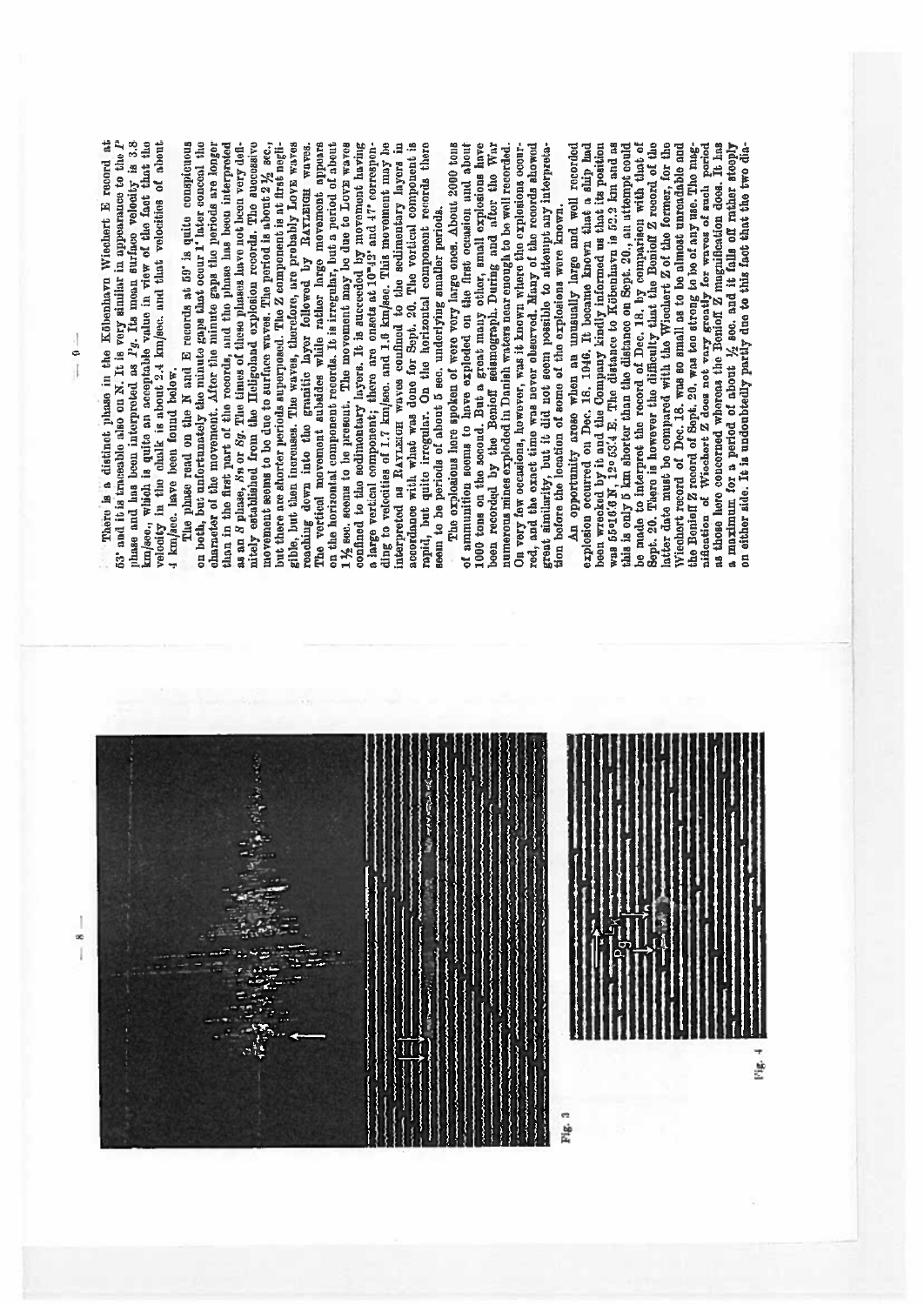Fig. 3

Fig. 4

There is a distinct phase in the København Wiechert E record at 53ˢ and it is traceable also on N. It is very similar in appearance to the *P* phase and has been interpreted as *Pg*. Its mean surface velocity is 3.8 km/sec., which is quite an acceptable value in view of the fact that the velocity in the chalk is about 2.4 km/sec. and that velocities of about 4 km/sec. have been found below.

The phase read on the N and E records at 59ˢ is quite conspicuous on both, but unfortunately the minute gaps that occur 1ˢ later conceal the character of the movement. After the minute gaps the periods are longer than in the first part of the records, and the phase has been interpreted as an *S* phase, *Sn* or *Sg*. The times of these phases have not been very definitely established from the Heligoland explosion records. The successive movement seems to be due to surface waves. The period is about 2 ½ sec., but there are shorter periods superposed. The Z component is at first negligible, but then increases. The waves, therefore, are probably LOVE waves reaching down into the granitic layer followed by RAYLEIGH waves. The vertical movement subsides while rather large movement appears on the horizontal component records. It is irregular, but a period of about 1 ½ sec. seems to be present. The movement may be due to LOVE waves confined to the sedimentary layers. It is succeeded by movement having a large vertical component; there are onsets at 10ᵐ42ˢ and 47ˢ corresponding to velocities of 1.7 km/sec. and 1.6 km/sec. This movement may be interpreted as RAYLEIGH waves confined to the sedimentary layers in accordance with what was done for Sept. 20. The vertical component is rapid, but quite irregular. On the horizontal component records there seem to be periods of about 5 sec. underlying smaller periods.

The explosions here spoken of were very large ones. About 2000 tons of ammunition seems to have exploded on the first occasion and about 1000 tons on the second. But a great many other, small explosions have been recorded by the Benioff seismograph. During and after the War numerous mines exploded in Danish waters near enough to be well recorded. On very few occasions, however, was it known where the explosions occurred, and the exact time was never observed. Many of the records showed great similarity, but it did not seem possible to attempt any interpretation before the location of some of the explosions were known.

An opportunity arose when an unusually large and well recorded explosion occurred on Dec. 18. 1946. It became known that a ship had been wrecked by it and the Company kindly informed us that its position was 55°16.6 N, 12° 53.4 E. The distance to København is 52.2 km and as this is only 5 km shorter than the distance on Sept. 20., an attempt could be made to interpret the record of Dec. 18. by comparison with that of Sept. 20. There is however the difficulty that the Benioff Z record of the latter date must be compared with the Wiechert Z of the former, for the Wiechert record of Dec. 18. was so small as to be almost unreadable and the Benioff Z record of Sept. 20. was too strong to be of any use. The magnification of Wiechert Z does not vary greatly for waves of such period as those here concerned whereas the Benioff Z magnification does. It has a maximum for a period of about ½ sec. and it falls off rather steeply on either side. It is undoubtedly partly due to this fact that the two dia-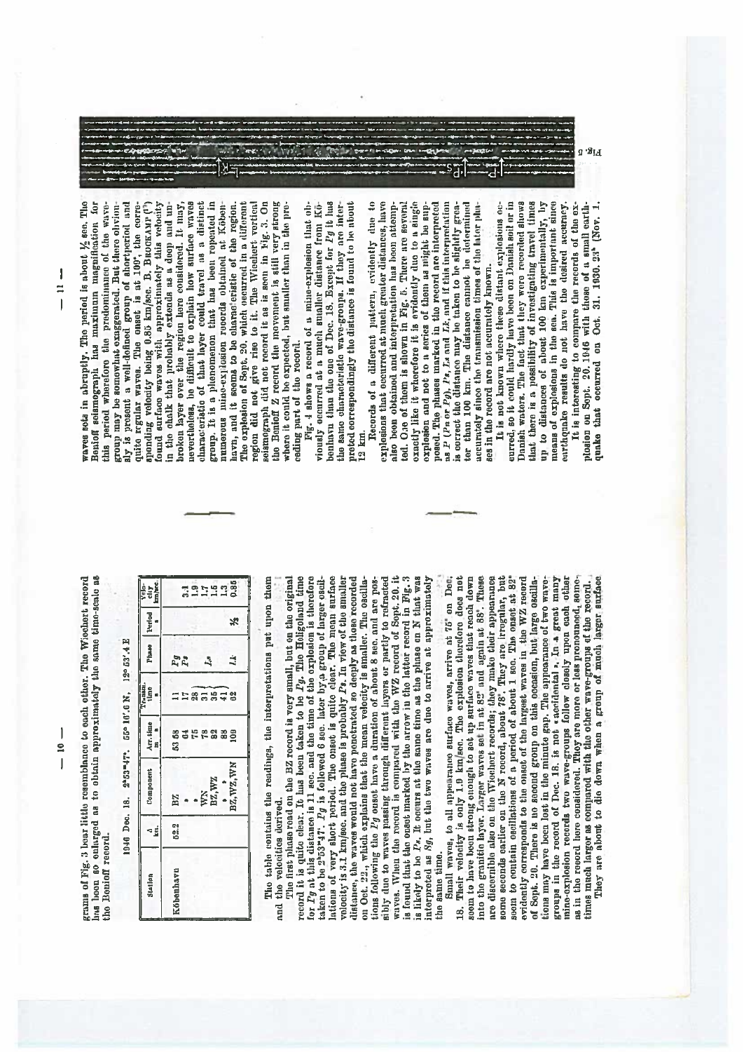grams of Fig. 3 bear little resemblance to each other. The Wiechert record has been so enlarged as to obtain approximately the same time-scale as the Benioff record.

1946 Dec. 18. 2h53m47s. 55° 16'.0 N, 12° 53'.4 E

| Station | Δ km. | Component | Arr. time m s | Transm. time s | Phase | Period s | Velocity km/sec |
|---|---|---|---|---|---|---|---|
| København | 52.2 | BZ | 53 58 | 11 | *Pg* | | 3.1 |
| | | » | 64 | 17 | *P\** | | 1.9 |
| | | » | 75 | 28 | | | 1.7 |
| | | WN | 78 | 31 | | | 1.5 |
| | | BZ, WZ | 82 | 35 | *Ls* | | 1.5 |
| | | » » | 88 | 41 | | | 1.3 |
| | | BZ, WZ, WN | 100 | 62 | *Lk* | ½ | 0.85 |

The table contains the readings, the interpretations put upon them and the velocities derived.

The first phase read on the BZ record is very small, but on the original record it is quite clear. It has been taken to be *Pg*. The Helgoland time for *Pg* at this distance is 11 sec. and the time of the explosion is therefore taken to be 2h53m47s. *Pg* is followed 6 sec. later by a group of larger oscillations of very short period. The onset is quite clear. The mean surface velocity is 3.1 km/sec, and the phase is probably *P\**. In view of the smaller distance, the waves would not have penetrated so deeply as those recorded on Oct. 22., which explains that the mean velocity is smaller. The oscillations following the *Pg* onset have a duration of about 8 sec. and are possibly due to waves passing through different layers or partly to refracted waves. When the record is compared with the WZ record of Sept. 20. it is found that the onset marked by the arrow in the latter record in Fig. 3 is likely to be *P\**. It occurs at the same time as the phase on N that was interpreted as *Sg*, but the two waves are due to arrive at approximately the same time.

Small waves, to all appearance surface waves, arrive at 75s on Dec. 18. Their velocity is only 1.9 km/sec. The explosion therefore does not seem to have been strong enough to set up surface waves that reach down into the granite layer. Larger waves set in at 82s and again at 88s. These are discernible also on the Wiechert records; they make their appearance some seconds earlier on the N record, about 78s. They are irregular, but soon to contain oscillations of a period of about 1 sec. The onset at 82s evidently corresponds to the onset of the largest waves in the WZ record of Sept. 20. There is no second group on this occasion, but large oscillations may have been lost in the minute gap. The appearance of two wave-groups in the record of Dec. 18. is not »accidental«. In a great many mine-explosion records two wave-groups follow closely upon each other as in the record here considered. They are more or less pronounced, sometimes much larger as compared with the other wave-groups of the record.

They are about to die down when a group of much larger surface waves sets in abruptly. The period is about ½ sec. The Benioff seismograph has maximum magnification for this period wherefore the predominance of the wave-group may be somewhat exaggerated. But there obviously is present a well-defined group of shortperiod and quite regular waves. The onset is at 100s, the corresponding velocity being 0.85 km/sec. B. Brockamp (1) found surface waves with approximately this velocity in the chalk that probably extends as a deep and unbroken layer over the region here considered. It may, nevertheless, be difficult to explain how surface waves characteristic of that layer could travel as a distinct group. It is a phenomenon that has been repeated in numerous mine-explosion records obtained at København, and it seems to be characteristic of the region. The explosion of Sept. 20. which occurred in a different region did not give rise to it. The Wiechert vertical seismograph did not record it as is seen in Fig. 3. On the Benioff Z record the movement is still very strong where it could be expected, but smaller than in the preceding part of the record.

Fig. 4 shows a record of a mine-explosion that obviously occurred at a much smaller distance from København than the one of Dec. 18. Except for *Pg* it has the same characteristic wave-groups. If they are interpreted correspondingly the distance is found to be about 12 km.

Records of a different pattern, evidently due to explosions that occurred at much greater distances, have also been obtained and interpretation has been attempted. One of them is shown in Fig. 5. There are several exactly like it wherefore it is evidently due to a single explosion and not to a series of them as might be supposed. The phases marked in the record are interpreted as *P* (*Pn* or *Pg*), *Ps*, *Ls* and *Lk*, and if this interpretation is correct the distance may be taken to be slightly greater than 100 km. The distance cannot be determined accurately since the transmission times of the later phases in the record are not accurately known.

It is not known where these distant explosions occurred, so it could hardly have been on Danish soil or in Danish waters. The fact that they were recorded shows that there is a possibility of investigating travel times up to distances of about 100 km experimentally, by means of explosions in the sea. This is important since earthquake results do not have the desired accuracy.

It is interesting to compare the records of the explosion on Sept. 20. 1946 with those of a small earthquake that occurred on Oct. 31. 1930. 2h (Nov. 1.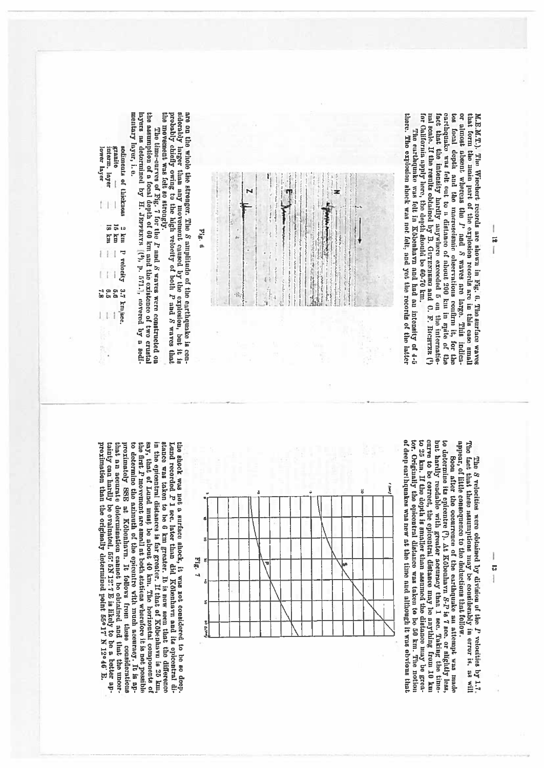M.E.M.T.). The Wiechert records are shown in Fig. 6. The surface waves that form the main part of the explosion records are in this case small or almost absent whereas the P and S waves are large. This indicates focal depth and the macroseismic observations confirm it, for the earthquake was felt out to a distance of about 200 km in spite of the fact that the intensity hardly anywhere exceeded 5 on the international scale. If the results obtained by B. GUTENBERG and C. F. RICHTER (?) for California apply here, the depth should be 60–70 km.

The earthquake was felt in København and had an intensity of 4–5 there. The explosion shock was not felt, and yet the records of the latter

Fig. 6

are on the whole the stronger. The S amplitude of the earthquake is considerably larger than any movement caused by the explosion, but it is probably chiefly owing to the high velocity of both P and S waves that the movement was felt so strongly.

The time-curves of Fig. 7 for the P and S waves were constructed on the assumption of a focal depth of 60 km and the existence of two crustal layers as determined by H. JEFFREYS (⁹), p. 571, covered by a sedimentary layer, i. e.

| | | | | |
|---|---|---|---|---|
| sediments of thickness | 2 km | P velocity | 3.7 | km/sec. |
| granite | 16 km | — | 5.6 | — |
| interm. layer | 18 km | — | 6.5 | — |
| lower layer | — | — | 7.8 | — |

The S velocities were obtained by division of the P velocities by 1.7. The fact that these assumptions may be considerably in error is, as will appear, of little consequence to the deductions that follow.

Soon after the occurrence of the earthquake an attempt was made to determine its epicentre (?). At København S-P is 7 sec. or slightly less, but hardly readable with greater accuracy than 1 sec. Taking the time-curve to be correct, the epicentral distance may be anything from 10 km to 25 km. If the depth is smaller than assumed the distance may be greater. Originally the epicentral distance was taken to be 50 km. The notion of deep earthquakes was new at the time and although it was obvious that

Fig. 7

the shock was not a surface shock, it was not considered to be so deep. Lund recorded P 1 sec. later than did København and its epicentral distance was taken to be 6 km greater. It is now seen that the difference in the epicentral distances is far greater. If that of København is 25 km, say, that of Lund must be about 40 km. The horizontal components of the first P movement are small at both stations wherefore it is not possible to determine the azimuth of the epicentre with much accuracy. It is approximately SSE at København. It follows from these considerations that an accurate determination cannot be obtained, and that the uncertainty can hardly be evaluated. 55°5'N 12°7'E is likely to be a better approximation than the originally determined point 55°17' N 12°46' E.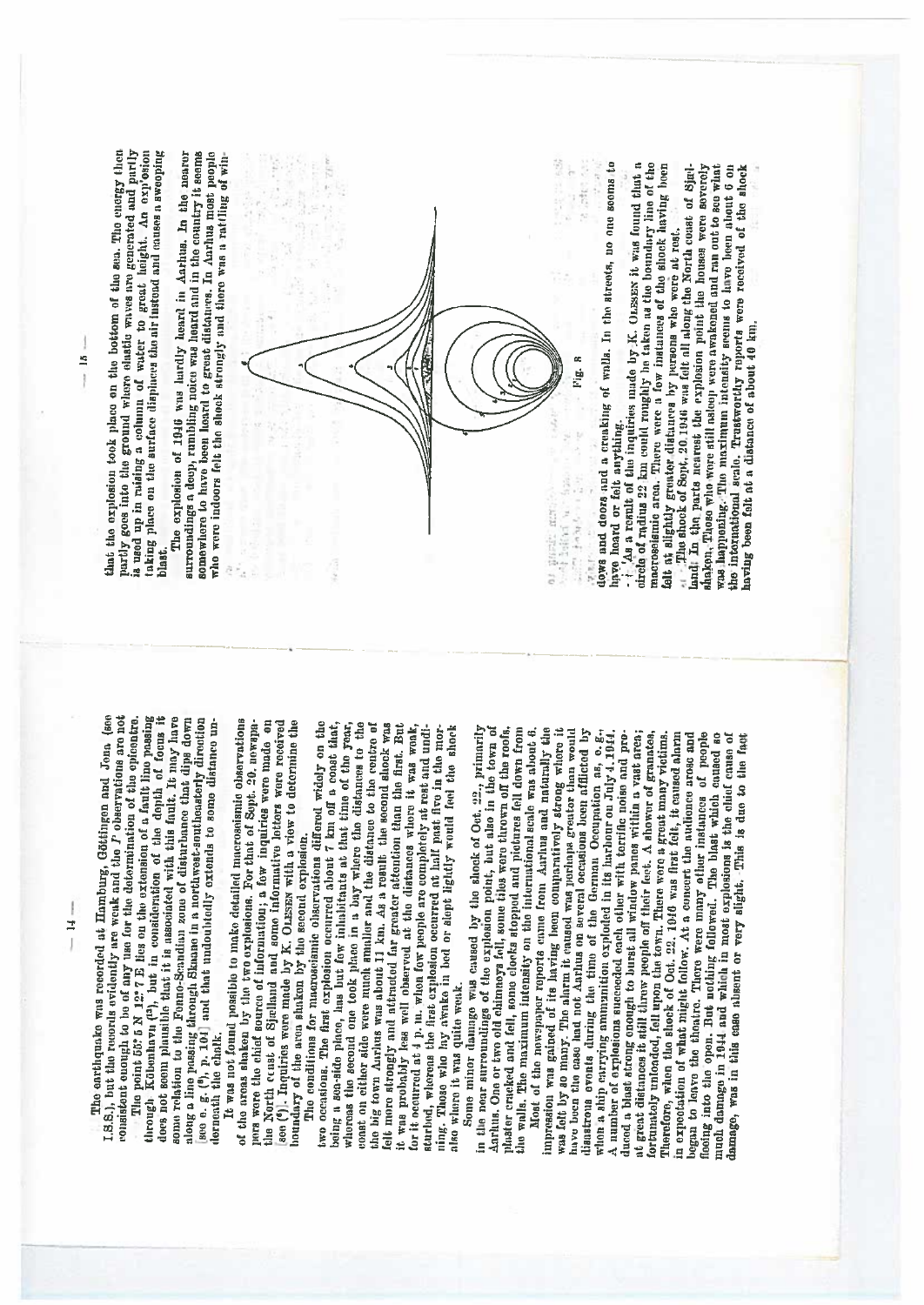The earthquake was recorded at Hamburg, Göttingen and Jena (see I.S.S.), but the records evidently are weak and the *P* observations are not consistent enough to be of any use for the determination of the epicentre.

The point 55°.5 N 12°.7 E lies on the extension of a fault line passing through København ([15]), but in consideration of the depth of focus it does not seem plausible that it is associated with this fault. It may have some relation to the Fenno-Scandian zone of disturbance that dips down along a line passing through Skaane in a northwest-southeasterly direction [see e. g. ([9], p. 101] and that undoubtedly extends to some distance underneath the chalk.

It was not found possible to make detailed macroseismic observations of the areas shaken by the two explosions. For that of Sept. 20, newspapers were the chief source of information; a few inquiries were made on the North coast of Sjælland and some informative letters were received [see ([6]). Inquiries were made by K. OLESEN with a view to determine the boundary of the area shaken by the second explosion.

The conditions for macroseismic observations differed widely on the two occasions. The first explosion occurred about 7 km off a coast that, being a sea-side place, has but few inhabitants at that time of the year, whereas the second one took place in a bay where the distances to the coast on either side were much smaller and the distance to the centre of the big town Aarhus was about 11 km. As a result the second shock was felt more strongly and attracted far greater attention than the first. But it was probably less well observed at the distances where it was weak, for it occurred at 4 p. m. when few people are completely at rest and undisturbed, whereas the first explosion occurred at half past five in the morning. Those who lay awake in bed or slept lightly would feel the shock also where it was quite weak.

Some minor damage was caused by the shock of Oct. 22, primarily in the near surroundings of the explosion point, but also in the town of Aarhus. One or two old chimneys fell, some tiles were thrown off the roofs, plaster cracked and fell, some clocks stopped and pictures fell down from the walls. The maximum intensity on the international scale was about 6.

Most of the newspaper reports came from Aarhus and naturally the impression was gained of its having been comparatively strong where it was felt by so many. The alarm it caused was perhaps greater than would have been the case had not Aarhus on several occasions been afflicted by disastrous events during the time of the German Occupation as, e. g., when a ship carrying ammunition exploded in its harbour on July 4, 1944. A number of explosions succeeded each other with terrific noise and produced a blast strong enough to burst all window panes within a vast area; at great distances it still threw people off their feet. A shower of granates, fortunately unloaded, fell upon the town. There were a great many victims. Therefore, when the shock of Oct. 22, 1946 was first felt, it caused alarm in expectation of what might follow. At a concert the audience arose and began to leave the theatre. There were many other instances of people fleeing into the open. But nothing followed. The blast which caused so much damage in 1944 and which in most explosions is the chief cause of damage, was in this case absent or very slight. This is due to the fact that the explosion took place on the bottom of the sea. The energy then partly goes into the ground where elastic waves are generated and partly is used up in raising a column of water to great height. An explosion taking place on the surface displaces the air instead and causes a sweeping blast.

The explosion of 1946 was hardly heard in Aarhus. In the nearer surroundings a deep, rumbling noise was heard and in the country it seems somewhere to have been heard to great distances. In Aarhus most people who were indoors felt the shock strongly and there was a rattling of windows and doors and a creaking of walls. In the streets, no one seems to have heard or felt anything.

Fig. 8

As a result of the inquiries made by K. OLESEN it was found that a circle of radius 22 km could roughly be taken as the boundary line of the macroseismic area. There were a few instances of the shock having been felt at slightly greater distances by persons who were at rest.

The shock of Sept. 20, 1946 was felt all along the North coast of Sjælland. In the parts nearest the explosion point the houses were severely shaken. Those who were still asleep were awakened and ran out to see what was happening. The maximum intensity seems to have been about 6 on the international scale. Trustworthy reports were received of the shock having been felt at a distance of about 40 km.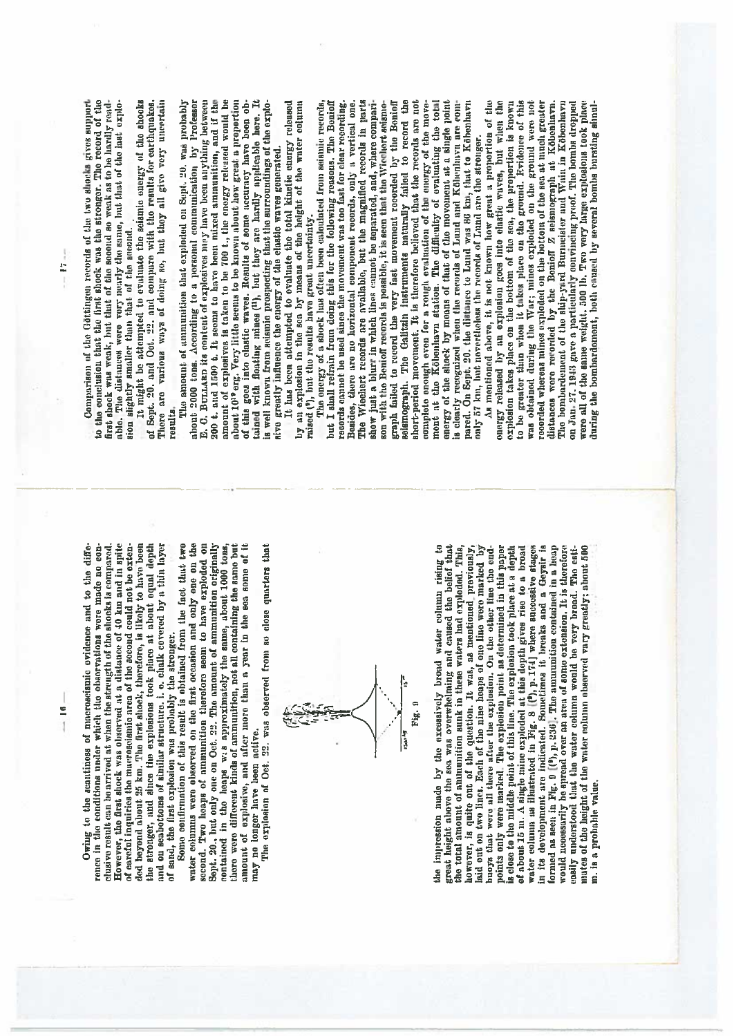Owing to the scantiness of macroseismic evidence and to the difference in the conditions under which the observations were made no conclusive result can be arrived at when the strength of the shocks is compared. However, the first shock was observed at a distance of 40 km and in spite of careful inquiries the macroseismic area of the second could not be extended beyond about 25 km. The first shock, therefore, is likely to have been the stronger, and since the explosions took place at about equal depth and on seabottoms of similar structure, i. e. chalk covered by a thin layer of sand, the first explosion was probably the stronger.

Some confirmation of this result is obtained from the fact that two water columns were observed on the first occasion and only one on the second. Two heaps of ammunition therefore seem to have exploded on Sept. 20., but only one on Oct. 22. The amount of ammunition originally contained in the heaps was approximately the same, about 1000 tons, there were different kinds of ammunition, not all containing the same but amount of explosive, and after more than a year in the sea some of it may no longer have been active.

The explosion of Oct. 22. was observed from so close quarters that

Fig. 9

the impression made by the excessively broad water column rising to great height above the sea was overwhelming and caused the belief that the total amount of ammunition sunk in these waters had exploded. This, however, is quite out of the question. It was, as mentioned previously, laid out on two lines. Each of the nine heaps of one line were marked by buoys that were all there after the explosion. On the other line the endpoints only were marked. The explosion point as determined in this paper is close to the middle point of this line. The explosion took place at a depth of about 15 m. A single mine exploded at this depth gives rise to a broad water column as illustrated in Fig. 8 ([9], p. 174) where successive stages in its development are indicated. Sometimes it breaks and a Geysir is formed as seen in Fig. 9 ([9], p. 230). The ammunition contained in a heap would necessarily be spread over an area of some extension. It is therefore easily understood that the water column would be very broad. The estimates of the height of the water column observed vary greatly; about 500 m. is a probable value.

Comparison of the Göttingen records of the two shocks gives support to the conclusion that the first shock was the stronger. The record of the first shock was weak, but that of the second so weak as to be hardly readable. The distances were very nearly the same, but that of the last explosion slightly smaller than that of the second.

It might be attempted to evaluate the seismic energy of the shocks of Sept. 20. and Oct. 22. and compare with the results for earthquakes. There are various ways of doing so, but they all give very uncertain results.

The amount of ammunition that exploded on Sept. 20. was probably about 2000 tons. According to a personal communication by Professor E. C. BULLARD its content of explosives may have been anything between 200 t. and 1500 t. It seems to have been mixed ammunition, and if the amount of explosives is taken to be 700 t., the energy released would be about $10^{19}$ erg. Very little seems to be known about how great a proportion of this goes into elastic waves. Results of some accuracy have been obtained with floating mines ([1]), but they are hardly applicable here. It is well known from seismic prospecting that the surroundings of the explosive greatly influence the energy of the elastic waves generated.

It has been attempted to evaluate the total kinetic energy released by an explosion in the sea by means of the height of the water column raised ([9]), but the results have great uncertainty.

The energy of a shock has often been calculated from seismic records, but I shall refrain from doing this for the following reasons. The Benioff records cannot be used since the movement was too fast for clear recording. Besides, there are no horizontal component records, only a vertical one. The Wiechert records are available, but the magnified records in parts show just a blurr in which lines cannot be separated, and, where comparison with the Benioff records is possible, it is seen that the Wiechert seismograph failed to record the very fast movement recorded by the Benioff seismograph. The Galitzin instruments naturally failed to record the short-period movement. It is therefore believed that the records are not complete enough even for a rough evaluation of the energy of the movement at the København station. The difficulty of evaluating the total energy of the shock by means of that of the movement at a single point is clearly recognized when the records of Lund and København are compared. On Sept. 20. the distance to Lund was 86 km, that to København only 57 km, but nevertheless the records of Lund are the stronger.

As mentioned above, it is not known how great a proportion of the energy released by an explosion goes into elastic waves, but when the explosion takes place on the bottom of the sea, the proportion is known to be greater than when it takes place on the ground. Evidence of this was obtained during the War; mines exploded on the ground were not recorded whereas mines exploded on the bottom of the sea at much greater distances were recorded by the Benioff Z seismograph at København. The bombardement of the ship-yard Burmeister and Wain in København on Jan. 27. 1943 gave a particularly convincing proof. The bombs dropped were all of the same weight, 500 lb. Two very large explosions took place during the bombardement, both caused by several bombs bursting simul-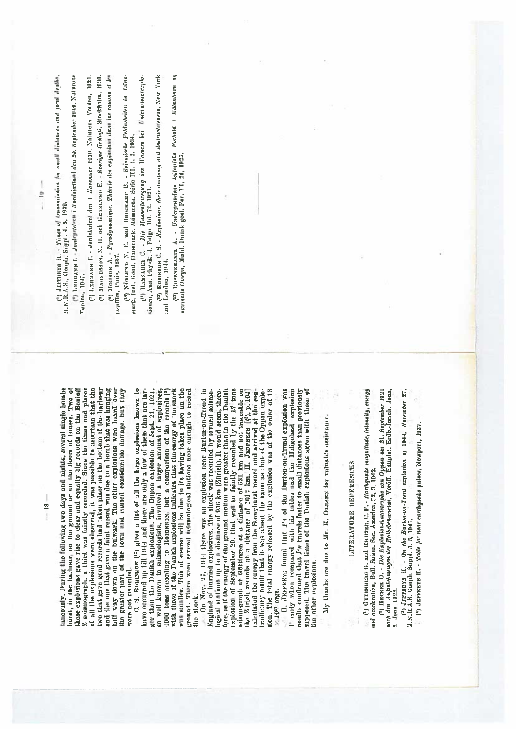taneously. During the following two days and nights, several single bombs burst, in the harbour, on the ground or on the floors of houses. Two of these explosions gave rise to clear and equally big records on the Benioff Z seismograph, a third was faintly recorded. Since the times and places of all the explosions were observed, it was possible to ascertain that the two that gave good records had taken place on the bottom of the harbour and the one that gave a faint record was due to a bomb that was hanging half way down on the bulwark. The other explosions were heard over the greater part of the town and caused considerable damage, but they were not recorded.

C. S. ROBINSON ([12]) gives a list of all the large explosions known to have occurred up till 1944 and there are only a few of these that are larger than the Danish explosions. The Oppau explosion of Sept. 21, 1921, so well known to seismologists, involved a larger amount of explosives, 4000 tons according to ROBINSON, but a comparison of the records ([2]) with those of the Danish explosions indicates that the energy of the shock was smaller. This of course will be due to its having taken place on the ground. There were several seismological stations near enough to record the shock.

On Nov. 27, 1944 there was an explosion near Burton-on-Trent in England of buried explosives. The shock was recorded by several seismological stations up to a distance of 936 km (Zürich). It would seem, therefore, as if the energy of the ground motion were greater than in the Danish explosion of September 20, that was so faintly recorded by the 17 tons seismograph at Göttingen at a distance of 531 km and not traceable on the Zürich records at a distance of 1012 km. H. JEFFREYS ([3], p. 104) calculated the energy from the Stonyhurst record and arrived at the contradictory result that it was about the same as that of the Oppau explosion. The total energy released by the explosion was of the order of 13 $\times 10^{19}$ ergs.

H. JEFFREYS found that $P_n$ of the Burton-on-Trend explosion was 4$^s$ early when compared with his tables and the Heligoland explosion results confirmed that $P_n$ travels faster to small distances than previously supposed. The travel times of the Danish explosions agree with those of the other explosions.

My thanks are due to Mr. K. OLESEN for valuable assistance.

## LITERATURE REFERENCES

([1]) GUTENBERG G. and RICHTER, C. F. - *Earthquake magnitude, intensity, energy and acceleration*, Bull. Seism. Soc. America, 32, 3, 1942.

([2]) HECKER O. - *Die Explosionskatastrophe von Oppau am 21. September 1921 nach den Aufzeichnungen der Erdbebenwarten*, Veröff. Hauptst. Erdb.-forsch. Jena, 2, Jena 1922.

([3]) JEFFREYS H. - *On the Burton-on-Trent explosion of 1944, November 27*, M.N.R.A.S. Geoph. Suppl. 5, 5, 1947.

([4]) JEFFREYS H. - *Table for near earthquake pulses*, Newport, 1937.

([5]) JEFFREYS H. - *Times of transmission for small distances and focal depths*, M.N.R.A.S., Geoph. Suppl. 4, 8, 1939.

([6]) LEHMANN I. - *Jordrystelsen i Nordsjælland den 29. September 1946*, Naturens Verden, 1947.

([7]) LEHMANN I. - *Jordskælvet den 1 November 1930*, Naturens Verden, 1931.

([8]) MAGNUSSON, N. H. och GRANLUND E. - *Sveriges Geologi*, Stockholm, 1936.

([9]) MOISSON A. - *Pyrodynamique. Théorie des explosions dans les canons et les torpilles*, Paris, 1887.

([10]) NØRLUND N. E. and BROCKAMP B. - *Seismische Feldarbeiten in Dänemark*, Inst. Geod. Danemark. Mémoires. Série III. 1. 2. 1934.

([11]) RAMSAUER C. - *Die Massenbewegung des Wassers bei Unterwasserexplosionen*, Ann. Physik. 4. Folge. Bd. 72. 1923.

([12]) ROBINSON C. S. - *Explosions, their anatomy and destructiveness*. New York and London, 1944.

([13]) ROSENKRANTZ A. - *Undergrundens tektoniske Forhold i København og nærmeste Omegn*, Medd. Dansk geol. Fur. VI, 20, 1925.